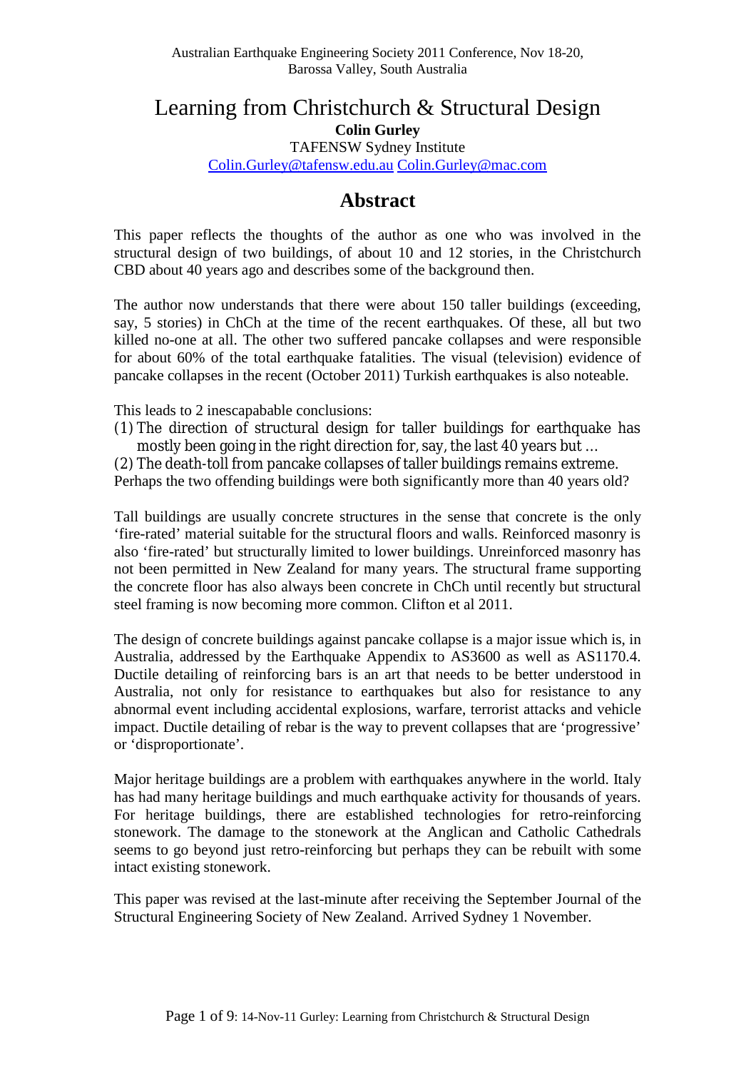Australian Earthquake Engineering Society 2011 Conference, Nov 18-20, Barossa Valley, South Australia

# Learning from Christchurch & Structural Design

**Colin Gurley**

TAFENSW Sydney Institute

Colin.Gurley@tafensw.edu.au Colin.Gurley@mac.com

## Abstract

This paper reflects the thoughts of the author as one who was involved in the structural design of two buildings, of about 10 and 12 stories, in the Christchurch CBD about 40 years ago and describes some of the background then.

The author now understands that there were about 150 taller buildings (exceeding, say, 5 stories) in ChCh at the time of the recent earthquakes. Of these, all but two killed no-one at all. The other two suffered pancake collapses and were responsible for about 60% of the total earthquake fatalities. The visual (television) evidence of pancake collapses in the recent (October 2011) Turkish earthquakes is also noteable.

This leads to 2 inescapabable conclusions:

(1) The direction of structural design for taller buildings for earthquake has mostly been going in the right direction for, say, the last 40 years but …

(2) The death-toll from pancake collapses of taller buildings remains extreme.

Perhaps the two offending buildings were both significantly more than 40 years old?

Tall buildings are usually concrete structures in the sense that concrete is the only 'fire-rated' material suitable for the structural floors and walls. Reinforced masonry is also 'fire-rated' but structurally limited to lower buildings. Unreinforced masonry has not been permitted in New Zealand for many years. The structural frame supporting the concrete floor has also always been concrete in ChCh until recently but structural steel framing is now becoming more common. Clifton et al 2011.

The design of concrete buildings against pancake collapse is a major issue which is, in Australia, addressed by the Earthquake Appendix to AS3600 as well as AS1170.4. Ductile detailing of reinforcing bars is an art that needs to be better understood in Australia, not only for resistance to earthquakes but also for resistance to any abnormal event including accidental explosions, warfare, terrorist attacks and vehicle impact. Ductile detailing of rebar is the way to prevent collapses that are 'progressive' or 'disproportionate'.

Major heritage buildings are a problem with earthquakes anywhere in the world. Italy has had many heritage buildings and much earthquake activity for thousands of years. For heritage buildings, there are established technologies for retro-reinforcing stonework. The damage to the stonework at the Anglican and Catholic Cathedrals seems to go beyond just retro-reinforcing but perhaps they can be rebuilt with some intact existing stonework.

This paper was revised at the last-minute after receiving the September Journal of the Structural Engineering Society of New Zealand. Arrived Sydney 1 November.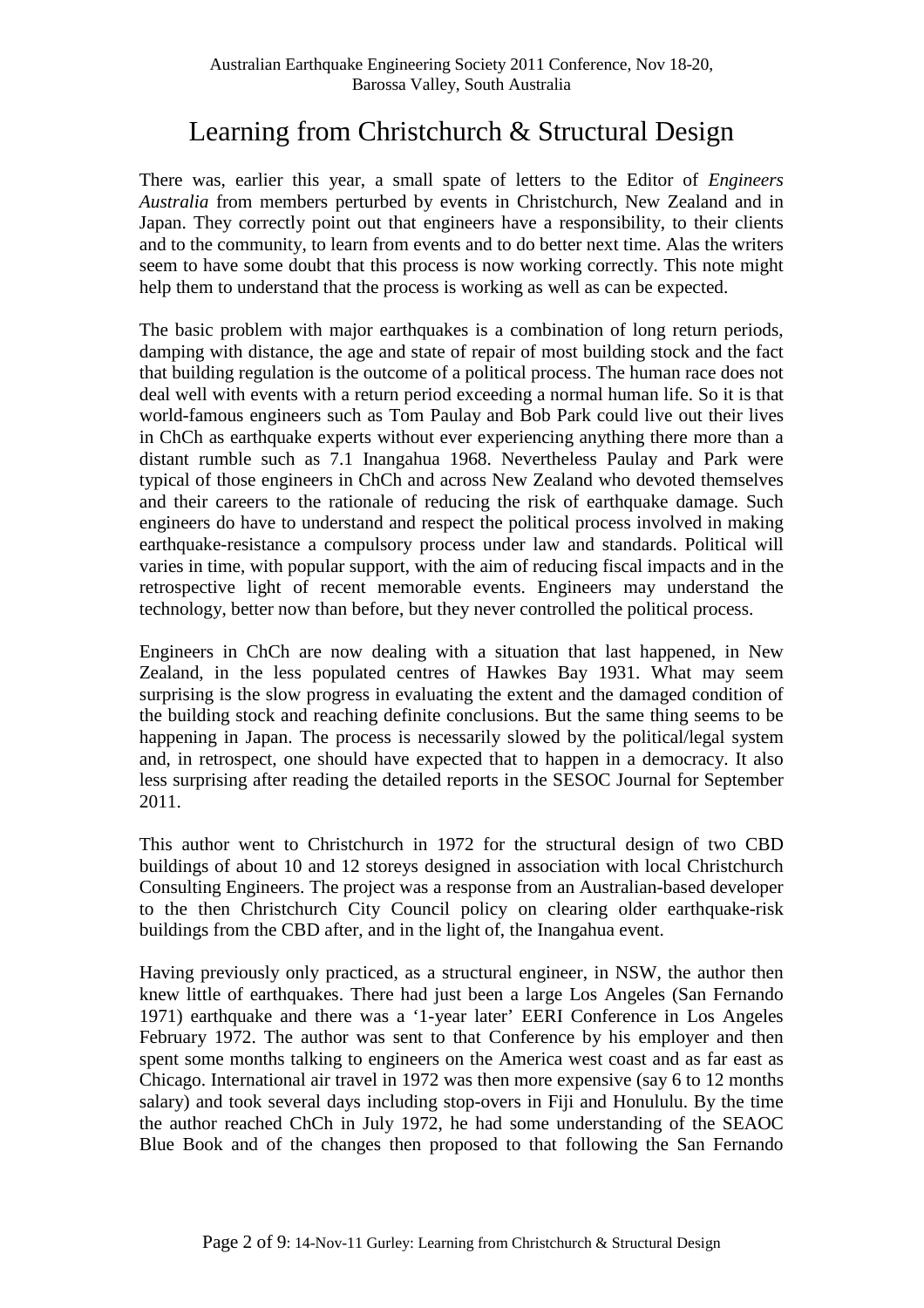# Learning from Christchurch & Structural Design

There was, earlier this year, a small spate of letters to the Editor of *Engineers Australia* from members perturbed by events in Christchurch, New Zealand and in Japan. They correctly point out that engineers have a responsibility, to their clients and to the community, to learn from events and to do better next time. Alas the writers seem to have some doubt that this process is now working correctly. This note might help them to understand that the process is working as well as can be expected.

The basic problem with major earthquakes is a combination of long return periods, damping with distance, the age and state of repair of most building stock and the fact that building regulation is the outcome of a political process. The human race does not deal well with events with a return period exceeding a normal human life. So it is that world-famous engineers such as Tom Paulay and Bob Park could live out their lives in ChCh as earthquake experts without ever experiencing anything there more than a distant rumble such as 7.1 Inangahua 1968. Nevertheless Paulay and Park were typical of those engineers in ChCh and across New Zealand who devoted themselves and their careers to the rationale of reducing the risk of earthquake damage. Such engineers do have to understand and respect the political process involved in making earthquake-resistance a compulsory process under law and standards. Political will varies in time, with popular support, with the aim of reducing fiscal impacts and in the retrospective light of recent memorable events. Engineers may understand the technology, better now than before, but they never controlled the political process.

Engineers in ChCh are now dealing with a situation that last happened, in New Zealand, in the less populated centres of Hawkes Bay 1931. What may seem surprising is the slow progress in evaluating the extent and the damaged condition of the building stock and reaching definite conclusions. But the same thing seems to be happening in Japan. The process is necessarily slowed by the political/legal system and, in retrospect, one should have expected that to happen in a democracy. It also less surprising after reading the detailed reports in the SESOC Journal for September 2011.

This author went to Christchurch in 1972 for the structural design of two CBD buildings of about 10 and 12 storeys designed in association with local Christchurch Consulting Engineers. The project was a response from an Australian-based developer to the then Christchurch City Council policy on clearing older earthquake-risk buildings from the CBD after, and in the light of, the Inangahua event.

Having previously only practiced, as a structural engineer, in NSW, the author then knew little of earthquakes. There had just been a large Los Angeles (San Fernando 1971) earthquake and there was a '1-year later' EERI Conference in Los Angeles February 1972. The author was sent to that Conference by his employer and then spent some months talking to engineers on the America west coast and as far east as Chicago. International air travel in 1972 was then more expensive (say 6 to 12 months salary) and took several days including stop-overs in Fiji and Honululu. By the time the author reached ChCh in July 1972, he had some understanding of the SEAOC Blue Book and of the changes then proposed to that following the San Fernando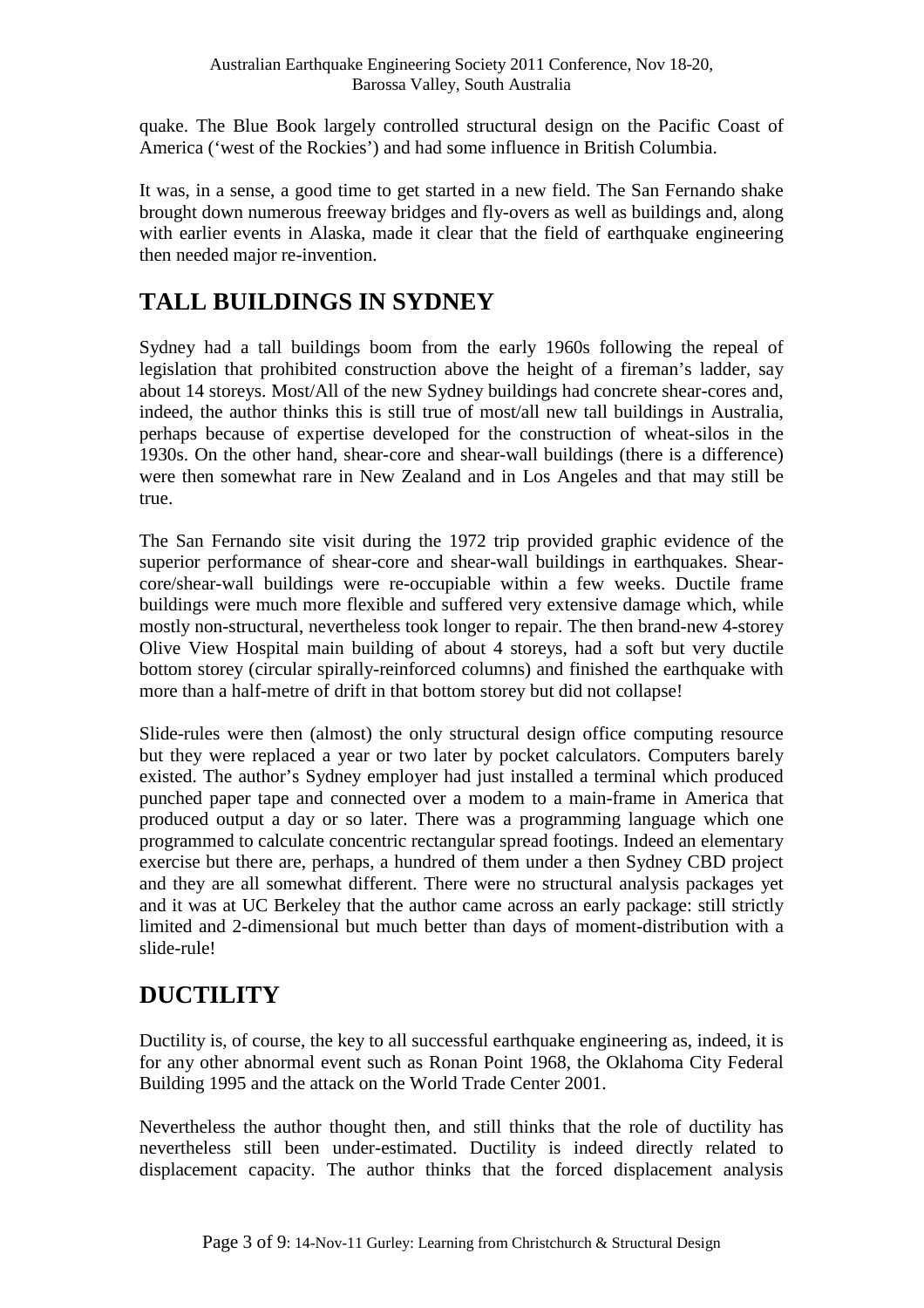quake. The Blue Book largely controlled structural design on the Pacific Coast of America ('west of the Rockies') and had some influence in British Columbia.

It was, in a sense, a good time to get started in a new field. The San Fernando shake brought down numerous freeway bridges and fly-overs as well as buildings and, along with earlier events in Alaska, made it clear that the field of earthquake engineering then needed major re-invention.

## TALL BUILDINGS IN SYDNEY

Sydney had a tall buildings boom from the early 1960s following the repeal of legislation that prohibited construction above the height of a fireman's ladder, say about 14 storeys. Most/All of the new Sydney buildings had concrete shear-cores and, indeed, the author thinks this is still true of most/all new tall buildings in Australia, perhaps because of expertise developed for the construction of wheat-silos in the 1930s. On the other hand, shear-core and shear-wall buildings (there is a difference) were then somewhat rare in New Zealand and in Los Angeles and that may still be true.

The San Fernando site visit during the 1972 trip provided graphic evidence of the superior performance of shear-core and shear-wall buildings in earthquakes. Shear-core/shear-wall buildings were re-occupiable within a few weeks. Ductile frame buildings were much more flexible and suffered very extensive damage which, while mostly non-structural, nevertheless took longer to repair. The then brand-new 4-storey Olive View Hospital main building of about 4 storeys, had a soft but very ductile bottom storey (circular spirally-reinforced columns) and finished the earthquake with more than a half-metre of drift in that bottom storey but did not collapse!

Slide-rules were then (almost) the only structural design office computing resource but they were replaced a year or two later by pocket calculators. Computers barely existed. The author's Sydney employer had just installed a terminal which produced punched paper tape and connected over a modem to a main-frame in America that produced output a day or so later. There was a programming language which one programmed to calculate concentric rectangular spread footings. Indeed an elementary exercise but there are, perhaps, a hundred of them under a then Sydney CBD project and they are all somewhat different. There were no structural analysis packages yet and it was at UC Berkeley that the author came across an early package: still strictly limited and 2-dimensional but much better than days of moment-distribution with a slide-rule!

## DUCTILITY

Ductility is, of course, the key to all successful earthquake engineering as, indeed, it is for any other abnormal event such as Ronan Point 1968, the Oklahoma City Federal Building 1995 and the attack on the World Trade Center 2001.

Nevertheless the author thought then, and still thinks that the role of ductility has nevertheless still been under-estimated. Ductility is indeed directly related to displacement capacity. The author thinks that the forced displacement analysis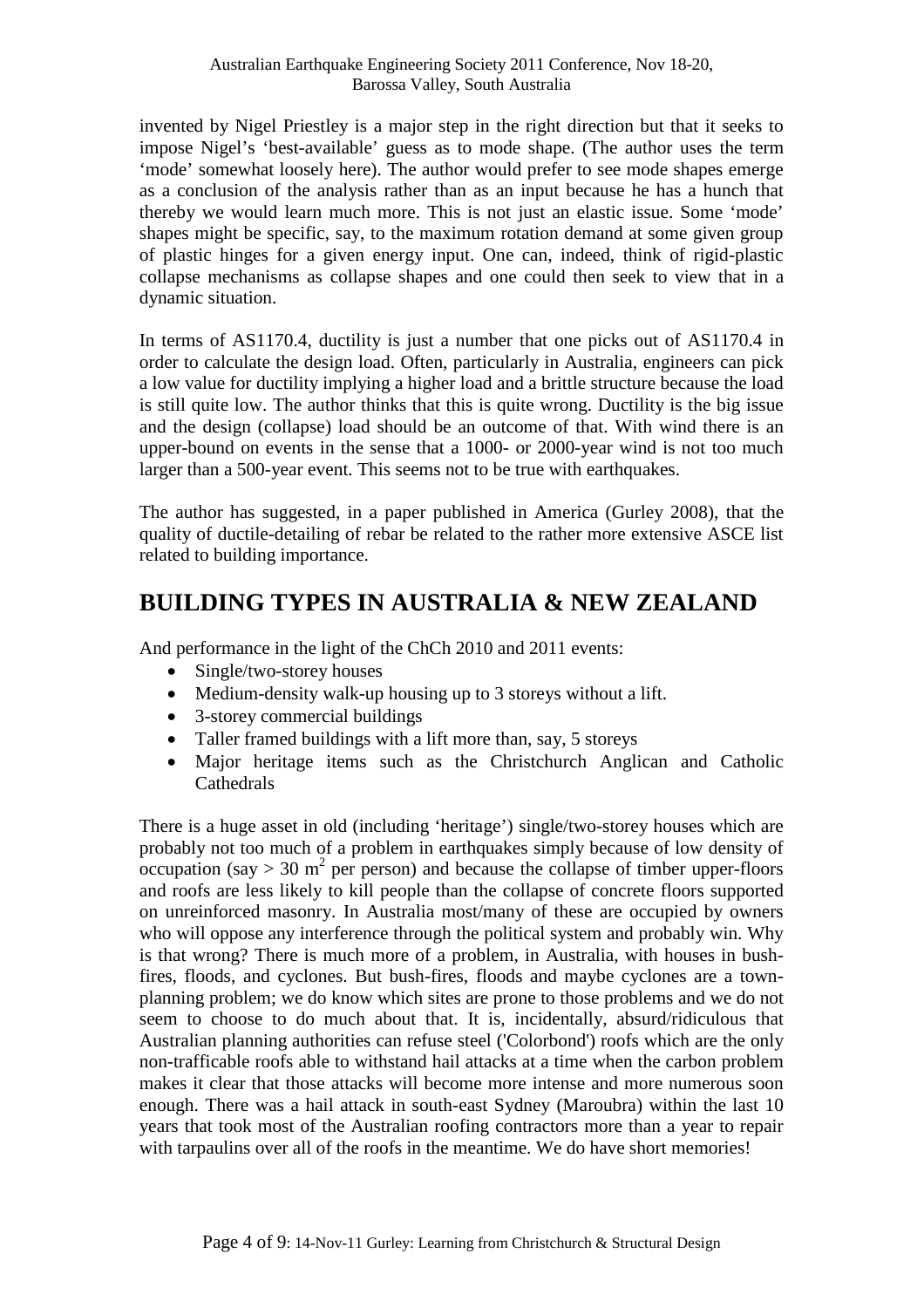invented by Nigel Priestley is a major step in the right direction but that it seeks to impose Nigel's 'best-available' guess as to mode shape. (The author uses the term 'mode' somewhat loosely here). The author would prefer to see mode shapes emerge as a conclusion of the analysis rather than as an input because he has a hunch that thereby we would learn much more. This is not just an elastic issue. Some 'mode' shapes might be specific, say, to the maximum rotation demand at some given group of plastic hinges for a given energy input. One can, indeed, think of rigid-plastic collapse mechanisms as collapse shapes and one could then seek to view that in a dynamic situation.

In terms of AS1170.4, ductility is just a number that one picks out of AS1170.4 in order to calculate the design load. Often, particularly in Australia, engineers can pick a low value for ductility implying a higher load and a brittle structure because the load is still quite low. The author thinks that this is quite wrong. Ductility is the big issue and the design (collapse) load should be an outcome of that. With wind there is an upper-bound on events in the sense that a 1000- or 2000-year wind is not too much larger than a 500-year event. This seems not to be true with earthquakes.

The author has suggested, in a paper published in America (Gurley 2008), that the quality of ductile-detailing of rebar be related to the rather more extensive ASCE list related to building importance.

# BUILDING TYPES IN AUSTRALIA & NEW ZEALAND

And performance in the light of the ChCh 2010 and 2011 events:

- Single/two-storey houses
- Medium-density walk-up housing up to 3 storeys without a lift.
- 3-storey commercial buildings
- Taller framed buildings with a lift more than, say, 5 storeys
- Major heritage items such as the Christchurch Anglican and Catholic Cathedrals

There is a huge asset in old (including 'heritage') single/two-storey houses which are probably not too much of a problem in earthquakes simply because of low density of occupation (say > 30 m$^2$ per person) and because the collapse of timber upper-floors and roofs are less likely to kill people than the collapse of concrete floors supported on unreinforced masonry. In Australia most/many of these are occupied by owners who will oppose any interference through the political system and probably win. Why is that wrong? There is much more of a problem, in Australia, with houses in bush-fires, floods, and cyclones. But bush-fires, floods and maybe cyclones are a town-planning problem; we do know which sites are prone to those problems and we do not seem to choose to do much about that. It is, incidentally, absurd/ridiculous that Australian planning authorities can refuse steel ('Colorbond') roofs which are the only non-trafficable roofs able to withstand hail attacks at a time when the carbon problem makes it clear that those attacks will become more intense and more numerous soon enough. There was a hail attack in south-east Sydney (Maroubra) within the last 10 years that took most of the Australian roofing contractors more than a year to repair with tarpaulins over all of the roofs in the meantime. We do have short memories!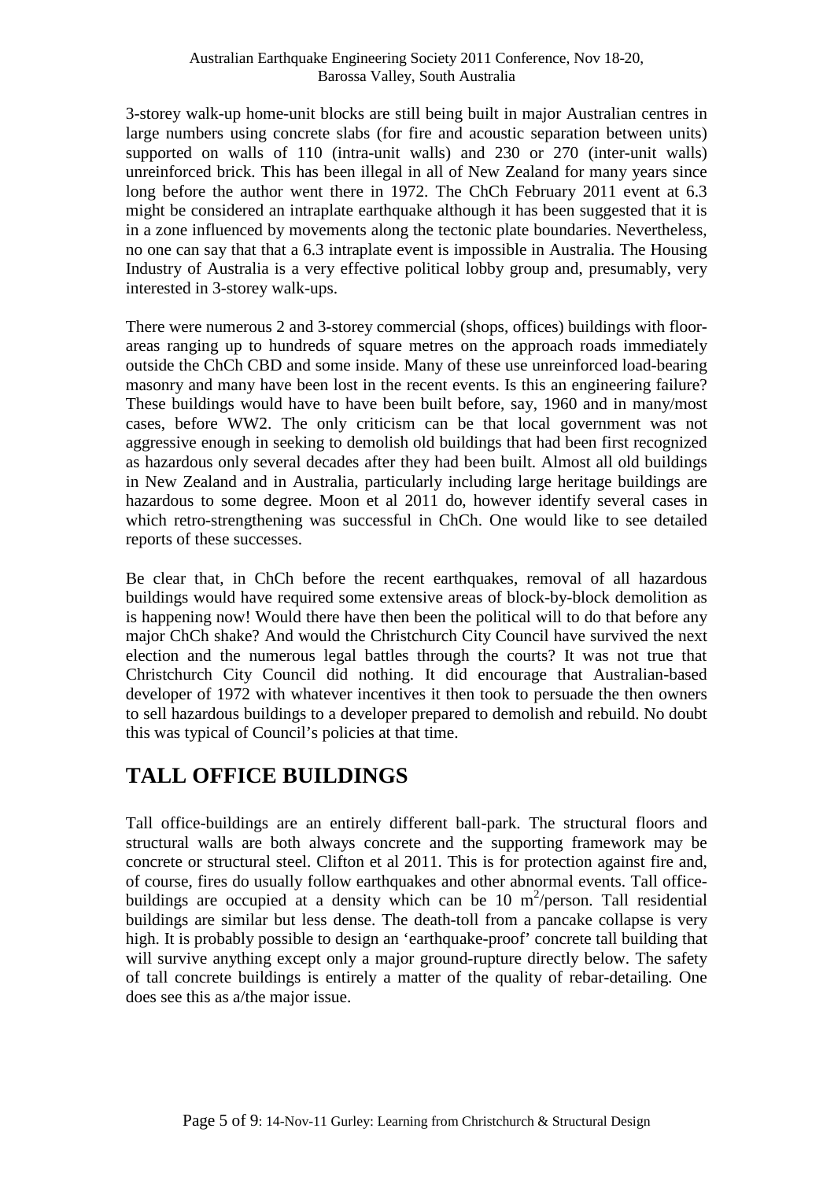3-storey walk-up home-unit blocks are still being built in major Australian centres in large numbers using concrete slabs (for fire and acoustic separation between units) supported on walls of 110 (intra-unit walls) and 230 or 270 (inter-unit walls) unreinforced brick. This has been illegal in all of New Zealand for many years since long before the author went there in 1972. The ChCh February 2011 event at 6.3 might be considered an intraplate earthquake although it has been suggested that it is in a zone influenced by movements along the tectonic plate boundaries. Nevertheless, no one can say that that a 6.3 intraplate event is impossible in Australia. The Housing Industry of Australia is a very effective political lobby group and, presumably, very interested in 3-storey walk-ups.

There were numerous 2 and 3-storey commercial (shops, offices) buildings with floor-areas ranging up to hundreds of square metres on the approach roads immediately outside the ChCh CBD and some inside. Many of these use unreinforced load-bearing masonry and many have been lost in the recent events. Is this an engineering failure? These buildings would have to have been built before, say, 1960 and in many/most cases, before WW2. The only criticism can be that local government was not aggressive enough in seeking to demolish old buildings that had been first recognized as hazardous only several decades after they had been built. Almost all old buildings in New Zealand and in Australia, particularly including large heritage buildings are hazardous to some degree. Moon et al 2011 do, however identify several cases in which retro-strengthening was successful in ChCh. One would like to see detailed reports of these successes.

Be clear that, in ChCh before the recent earthquakes, removal of all hazardous buildings would have required some extensive areas of block-by-block demolition as is happening now! Would there have then been the political will to do that before any major ChCh shake? And would the Christchurch City Council have survived the next election and the numerous legal battles through the courts? It was not true that Christchurch City Council did nothing. It did encourage that Australian-based developer of 1972 with whatever incentives it then took to persuade the then owners to sell hazardous buildings to a developer prepared to demolish and rebuild. No doubt this was typical of Council's policies at that time.

# TALL OFFICE BUILDINGS

Tall office-buildings are an entirely different ball-park. The structural floors and structural walls are both always concrete and the supporting framework may be concrete or structural steel. Clifton et al 2011. This is for protection against fire and, of course, fires do usually follow earthquakes and other abnormal events. Tall office-buildings are occupied at a density which can be 10 $m^2$/person. Tall residential buildings are similar but less dense. The death-toll from a pancake collapse is very high. It is probably possible to design an 'earthquake-proof' concrete tall building that will survive anything except only a major ground-rupture directly below. The safety of tall concrete buildings is entirely a matter of the quality of rebar-detailing. One does see this as a/the major issue.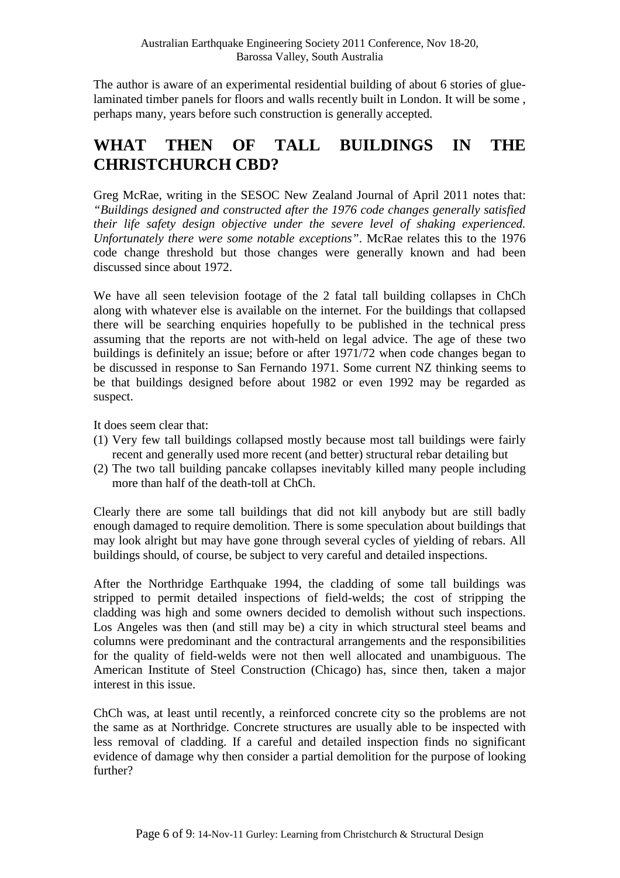The author is aware of an experimental residential building of about 6 stories of glue-laminated timber panels for floors and walls recently built in London. It will be some , perhaps many, years before such construction is generally accepted.

## WHAT THEN OF TALL BUILDINGS IN THE CHRISTCHURCH CBD?

Greg McRae, writing in the SESOC New Zealand Journal of April 2011 notes that: *"Buildings designed and constructed after the 1976 code changes generally satisfied their life safety design objective under the severe level of shaking experienced. Unfortunately there were some notable exceptions"*. McRae relates this to the 1976 code change threshold but those changes were generally known and had been discussed since about 1972.

We have all seen television footage of the 2 fatal tall building collapses in ChCh along with whatever else is available on the internet. For the buildings that collapsed there will be searching enquiries hopefully to be published in the technical press assuming that the reports are not with-held on legal advice. The age of these two buildings is definitely an issue; before or after 1971/72 when code changes began to be discussed in response to San Fernando 1971. Some current NZ thinking seems to be that buildings designed before about 1982 or even 1992 may be regarded as suspect.

It does seem clear that:

(1) Very few tall buildings collapsed mostly because most tall buildings were fairly recent and generally used more recent (and better) structural rebar detailing but
(2) The two tall building pancake collapses inevitably killed many people including more than half of the death-toll at ChCh.

Clearly there are some tall buildings that did not kill anybody but are still badly enough damaged to require demolition. There is some speculation about buildings that may look alright but may have gone through several cycles of yielding of rebars. All buildings should, of course, be subject to very careful and detailed inspections.

After the Northridge Earthquake 1994, the cladding of some tall buildings was stripped to permit detailed inspections of field-welds; the cost of stripping the cladding was high and some owners decided to demolish without such inspections. Los Angeles was then (and still may be) a city in which structural steel beams and columns were predominant and the contractural arrangements and the responsibilities for the quality of field-welds were not then well allocated and unambiguous. The American Institute of Steel Construction (Chicago) has, since then, taken a major interest in this issue.

ChCh was, at least until recently, a reinforced concrete city so the problems are not the same as at Northridge. Concrete structures are usually able to be inspected with less removal of cladding. If a careful and detailed inspection finds no significant evidence of damage why then consider a partial demolition for the purpose of looking further?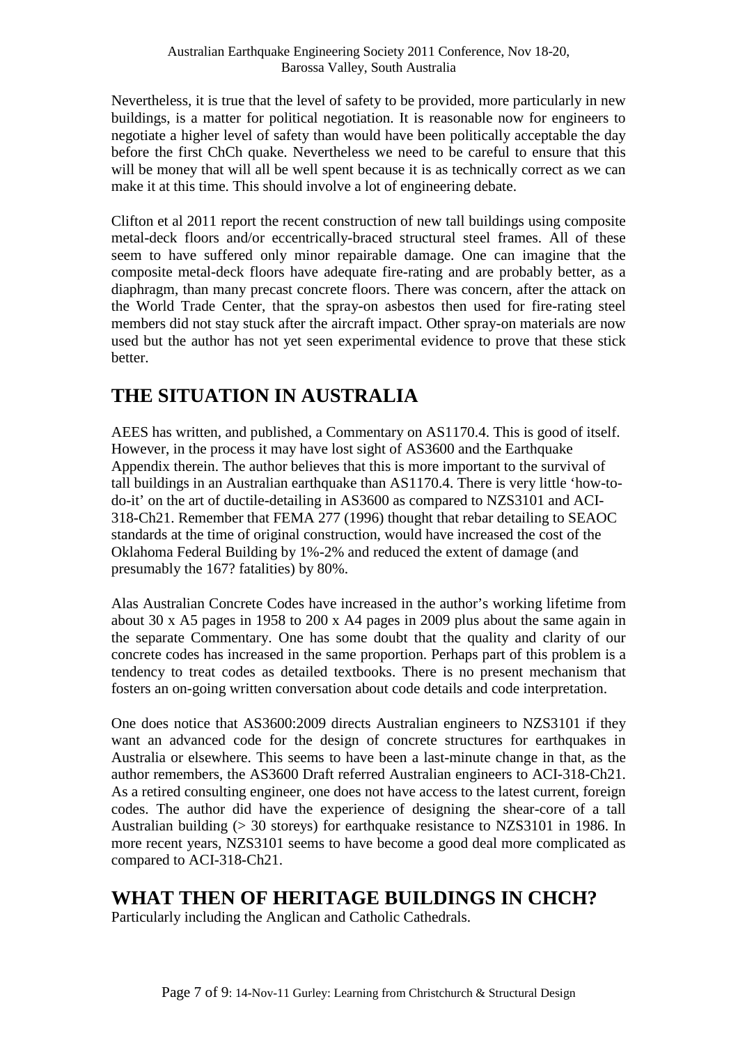Nevertheless, it is true that the level of safety to be provided, more particularly in new buildings, is a matter for political negotiation. It is reasonable now for engineers to negotiate a higher level of safety than would have been politically acceptable the day before the first ChCh quake. Nevertheless we need to be careful to ensure that this will be money that will all be well spent because it is as technically correct as we can make it at this time. This should involve a lot of engineering debate.

Clifton et al 2011 report the recent construction of new tall buildings using composite metal-deck floors and/or eccentrically-braced structural steel frames. All of these seem to have suffered only minor repairable damage. One can imagine that the composite metal-deck floors have adequate fire-rating and are probably better, as a diaphragm, than many precast concrete floors. There was concern, after the attack on the World Trade Center, that the spray-on asbestos then used for fire-rating steel members did not stay stuck after the aircraft impact. Other spray-on materials are now used but the author has not yet seen experimental evidence to prove that these stick better.

## THE SITUATION IN AUSTRALIA

AEES has written, and published, a Commentary on AS1170.4. This is good of itself. However, in the process it may have lost sight of AS3600 and the Earthquake Appendix therein. The author believes that this is more important to the survival of tall buildings in an Australian earthquake than AS1170.4. There is very little 'how-to-do-it' on the art of ductile-detailing in AS3600 as compared to NZS3101 and ACI-318-Ch21. Remember that FEMA 277 (1996) thought that rebar detailing to SEAOC standards at the time of original construction, would have increased the cost of the Oklahoma Federal Building by 1%-2% and reduced the extent of damage (and presumably the 167? fatalities) by 80%.

Alas Australian Concrete Codes have increased in the author's working lifetime from about 30 x A5 pages in 1958 to 200 x A4 pages in 2009 plus about the same again in the separate Commentary. One has some doubt that the quality and clarity of our concrete codes has increased in the same proportion. Perhaps part of this problem is a tendency to treat codes as detailed textbooks. There is no present mechanism that fosters an on-going written conversation about code details and code interpretation.

One does notice that AS3600:2009 directs Australian engineers to NZS3101 if they want an advanced code for the design of concrete structures for earthquakes in Australia or elsewhere. This seems to have been a last-minute change in that, as the author remembers, the AS3600 Draft referred Australian engineers to ACI-318-Ch21. As a retired consulting engineer, one does not have access to the latest current, foreign codes. The author did have the experience of designing the shear-core of a tall Australian building (> 30 storeys) for earthquake resistance to NZS3101 in 1986. In more recent years, NZS3101 seems to have become a good deal more complicated as compared to ACI-318-Ch21.

## WHAT THEN OF HERITAGE BUILDINGS IN CHCH?

Particularly including the Anglican and Catholic Cathedrals.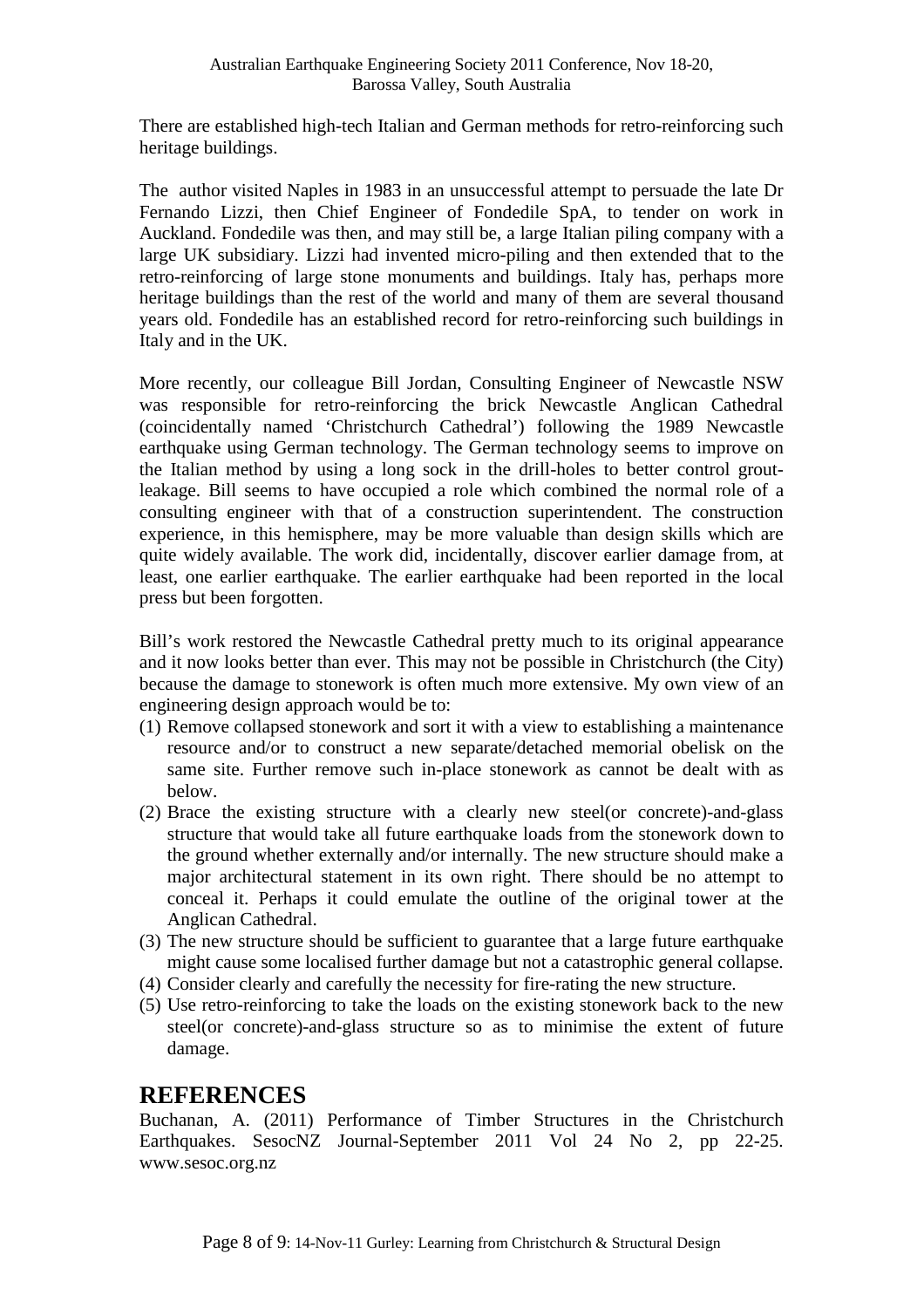There are established high-tech Italian and German methods for retro-reinforcing such heritage buildings.

The author visited Naples in 1983 in an unsuccessful attempt to persuade the late Dr Fernando Lizzi, then Chief Engineer of Fondedile SpA, to tender on work in Auckland. Fondedile was then, and may still be, a large Italian piling company with a large UK subsidiary. Lizzi had invented micro-piling and then extended that to the retro-reinforcing of large stone monuments and buildings. Italy has, perhaps more heritage buildings than the rest of the world and many of them are several thousand years old. Fondedile has an established record for retro-reinforcing such buildings in Italy and in the UK.

More recently, our colleague Bill Jordan, Consulting Engineer of Newcastle NSW was responsible for retro-reinforcing the brick Newcastle Anglican Cathedral (coincidentally named 'Christchurch Cathedral') following the 1989 Newcastle earthquake using German technology. The German technology seems to improve on the Italian method by using a long sock in the drill-holes to better control grout-leakage. Bill seems to have occupied a role which combined the normal role of a consulting engineer with that of a construction superintendent. The construction experience, in this hemisphere, may be more valuable than design skills which are quite widely available. The work did, incidentally, discover earlier damage from, at least, one earlier earthquake. The earlier earthquake had been reported in the local press but been forgotten.

Bill's work restored the Newcastle Cathedral pretty much to its original appearance and it now looks better than ever. This may not be possible in Christchurch (the City) because the damage to stonework is often much more extensive. My own view of an engineering design approach would be to:

(1) Remove collapsed stonework and sort it with a view to establishing a maintenance resource and/or to construct a new separate/detached memorial obelisk on the same site. Further remove such in-place stonework as cannot be dealt with as below.
(2) Brace the existing structure with a clearly new steel(or concrete)-and-glass structure that would take all future earthquake loads from the stonework down to the ground whether externally and/or internally. The new structure should make a major architectural statement in its own right. There should be no attempt to conceal it. Perhaps it could emulate the outline of the original tower at the Anglican Cathedral.
(3) The new structure should be sufficient to guarantee that a large future earthquake might cause some localised further damage but not a catastrophic general collapse.
(4) Consider clearly and carefully the necessity for fire-rating the new structure.
(5) Use retro-reinforcing to take the loads on the existing stonework back to the new steel(or concrete)-and-glass structure so as to minimise the extent of future damage.

# REFERENCES

Buchanan, A. (2011) Performance of Timber Structures in the Christchurch Earthquakes. SesocNZ Journal-September 2011 Vol 24 No 2, pp 22-25. www.sesoc.org.nz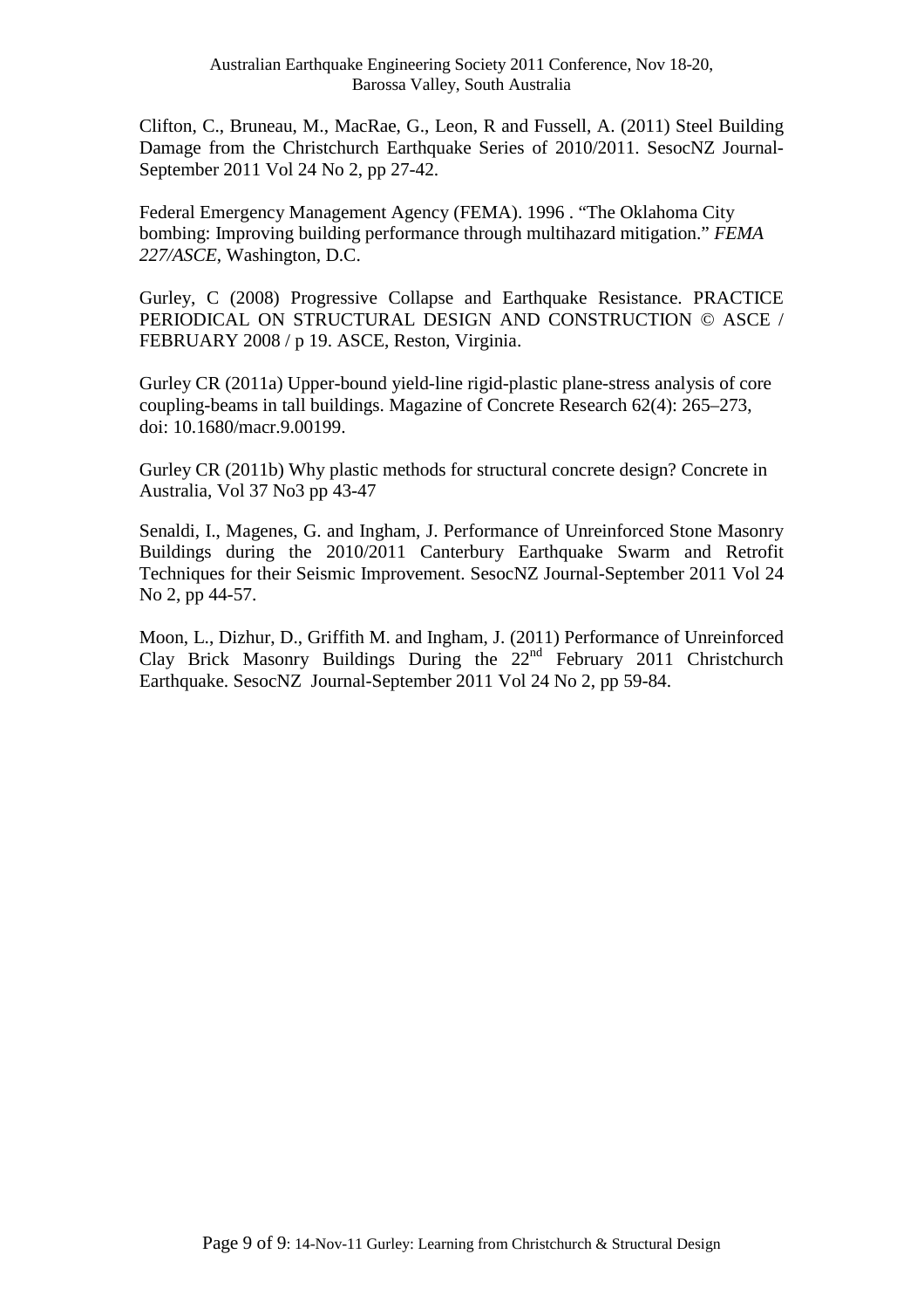Clifton, C., Bruneau, M., MacRae, G., Leon, R and Fussell, A. (2011) Steel Building Damage from the Christchurch Earthquake Series of 2010/2011. SesocNZ Journal-September 2011 Vol 24 No 2, pp 27-42.

Federal Emergency Management Agency (FEMA). 1996 . "The Oklahoma City bombing: Improving building performance through multihazard mitigation." *FEMA 227/ASCE*, Washington, D.C.

Gurley, C (2008) Progressive Collapse and Earthquake Resistance. PRACTICE PERIODICAL ON STRUCTURAL DESIGN AND CONSTRUCTION © ASCE / FEBRUARY 2008 / p 19. ASCE, Reston, Virginia.

Gurley CR (2011a) Upper-bound yield-line rigid-plastic plane-stress analysis of core coupling-beams in tall buildings. Magazine of Concrete Research 62(4): 265–273, doi: 10.1680/macr.9.00199.

Gurley CR (2011b) Why plastic methods for structural concrete design? Concrete in Australia, Vol 37 No3 pp 43-47

Senaldi, I., Magenes, G. and Ingham, J. Performance of Unreinforced Stone Masonry Buildings during the 2010/2011 Canterbury Earthquake Swarm and Retrofit Techniques for their Seismic Improvement. SesocNZ Journal-September 2011 Vol 24 No 2, pp 44-57.

Moon, L., Dizhur, D., Griffith M. and Ingham, J. (2011) Performance of Unreinforced Clay Brick Masonry Buildings During the 22nd February 2011 Christchurch Earthquake. SesocNZ Journal-September 2011 Vol 24 No 2, pp 59-84.